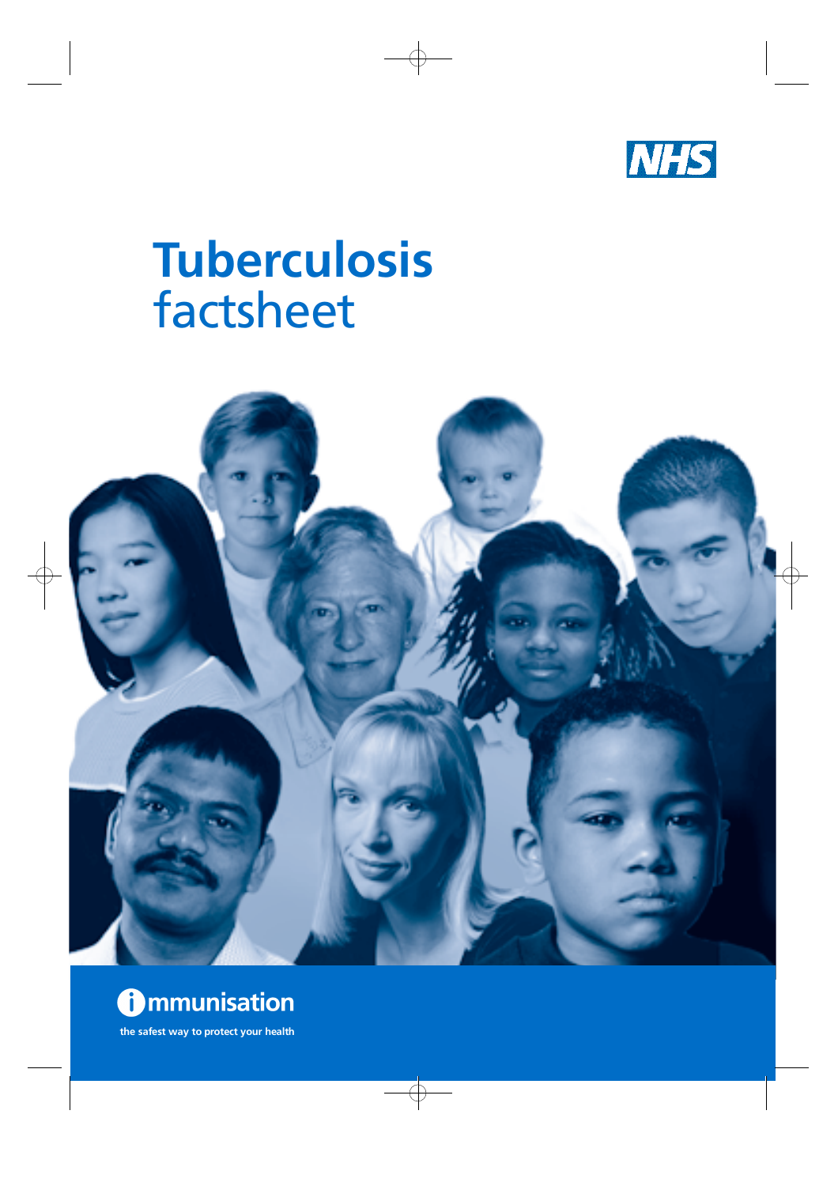NHS

# Tuberculosis factsheet

immunisation

the safest way to protect your health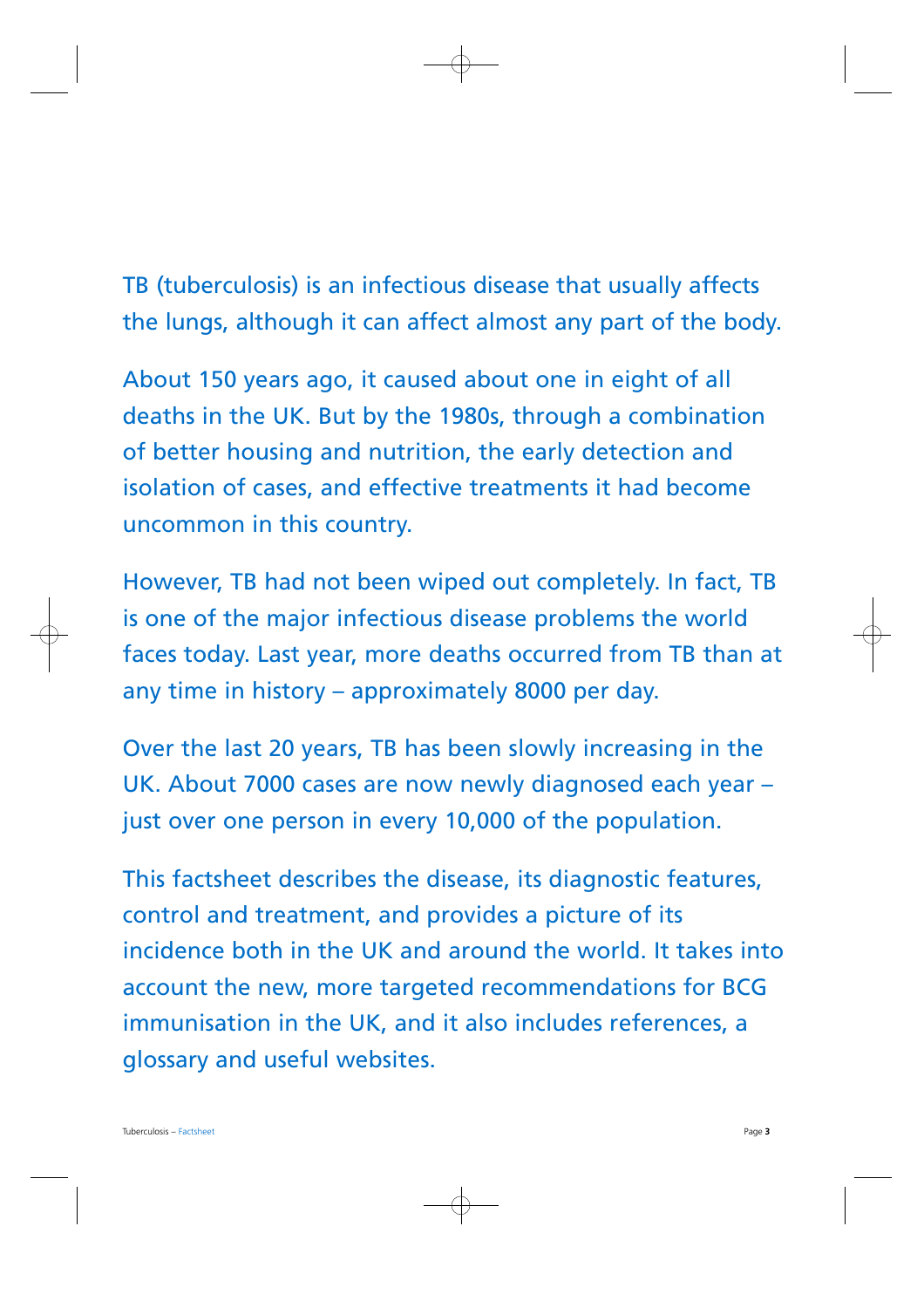TB (tuberculosis) is an infectious disease that usually affects the lungs, although it can affect almost any part of the body.

About 150 years ago, it caused about one in eight of all deaths in the UK. But by the 1980s, through a combination of better housing and nutrition, the early detection and isolation of cases, and effective treatments it had become uncommon in this country.

However, TB had not been wiped out completely. In fact, TB is one of the major infectious disease problems the world faces today. Last year, more deaths occurred from TB than at any time in history – approximately 8000 per day.

Over the last 20 years, TB has been slowly increasing in the UK. About 7000 cases are now newly diagnosed each year – just over one person in every 10,000 of the population.

This factsheet describes the disease, its diagnostic features, control and treatment, and provides a picture of its incidence both in the UK and around the world. It takes into account the new, more targeted recommendations for BCG immunisation in the UK, and it also includes references, a glossary and useful websites.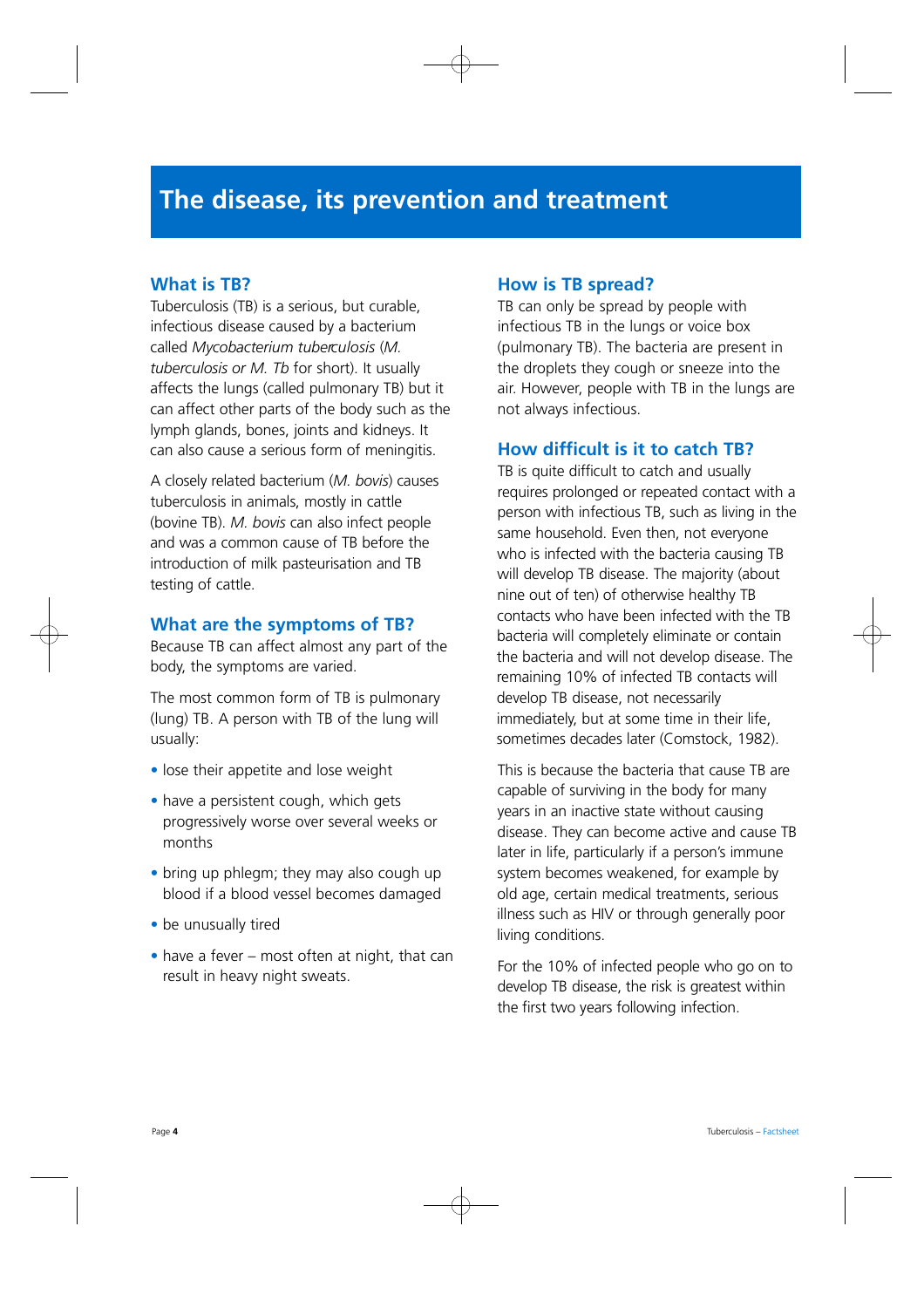# The disease, its prevention and treatment

## What is TB?

Tuberculosis (TB) is a serious, but curable, infectious disease caused by a bacterium called *Mycobacterium tuberculosis* (*M. tuberculosis or M. Tb* for short). It usually affects the lungs (called pulmonary TB) but it can affect other parts of the body such as the lymph glands, bones, joints and kidneys. It can also cause a serious form of meningitis.

A closely related bacterium (*M. bovis*) causes tuberculosis in animals, mostly in cattle (bovine TB). *M. bovis* can also infect people and was a common cause of TB before the introduction of milk pasteurisation and TB testing of cattle.

## What are the symptoms of TB?

Because TB can affect almost any part of the body, the symptoms are varied.

The most common form of TB is pulmonary (lung) TB. A person with TB of the lung will usually:

- lose their appetite and lose weight
- have a persistent cough, which gets progressively worse over several weeks or months
- bring up phlegm; they may also cough up blood if a blood vessel becomes damaged
- be unusually tired
- have a fever – most often at night, that can result in heavy night sweats.

## How is TB spread?

TB can only be spread by people with infectious TB in the lungs or voice box (pulmonary TB). The bacteria are present in the droplets they cough or sneeze into the air. However, people with TB in the lungs are not always infectious.

## How difficult is it to catch TB?

TB is quite difficult to catch and usually requires prolonged or repeated contact with a person with infectious TB, such as living in the same household. Even then, not everyone who is infected with the bacteria causing TB will develop TB disease. The majority (about nine out of ten) of otherwise healthy TB contacts who have been infected with the TB bacteria will completely eliminate or contain the bacteria and will not develop disease. The remaining 10% of infected TB contacts will develop TB disease, not necessarily immediately, but at some time in their life, sometimes decades later (Comstock, 1982).

This is because the bacteria that cause TB are capable of surviving in the body for many years in an inactive state without causing disease. They can become active and cause TB later in life, particularly if a person's immune system becomes weakened, for example by old age, certain medical treatments, serious illness such as HIV or through generally poor living conditions.

For the 10% of infected people who go on to develop TB disease, the risk is greatest within the first two years following infection.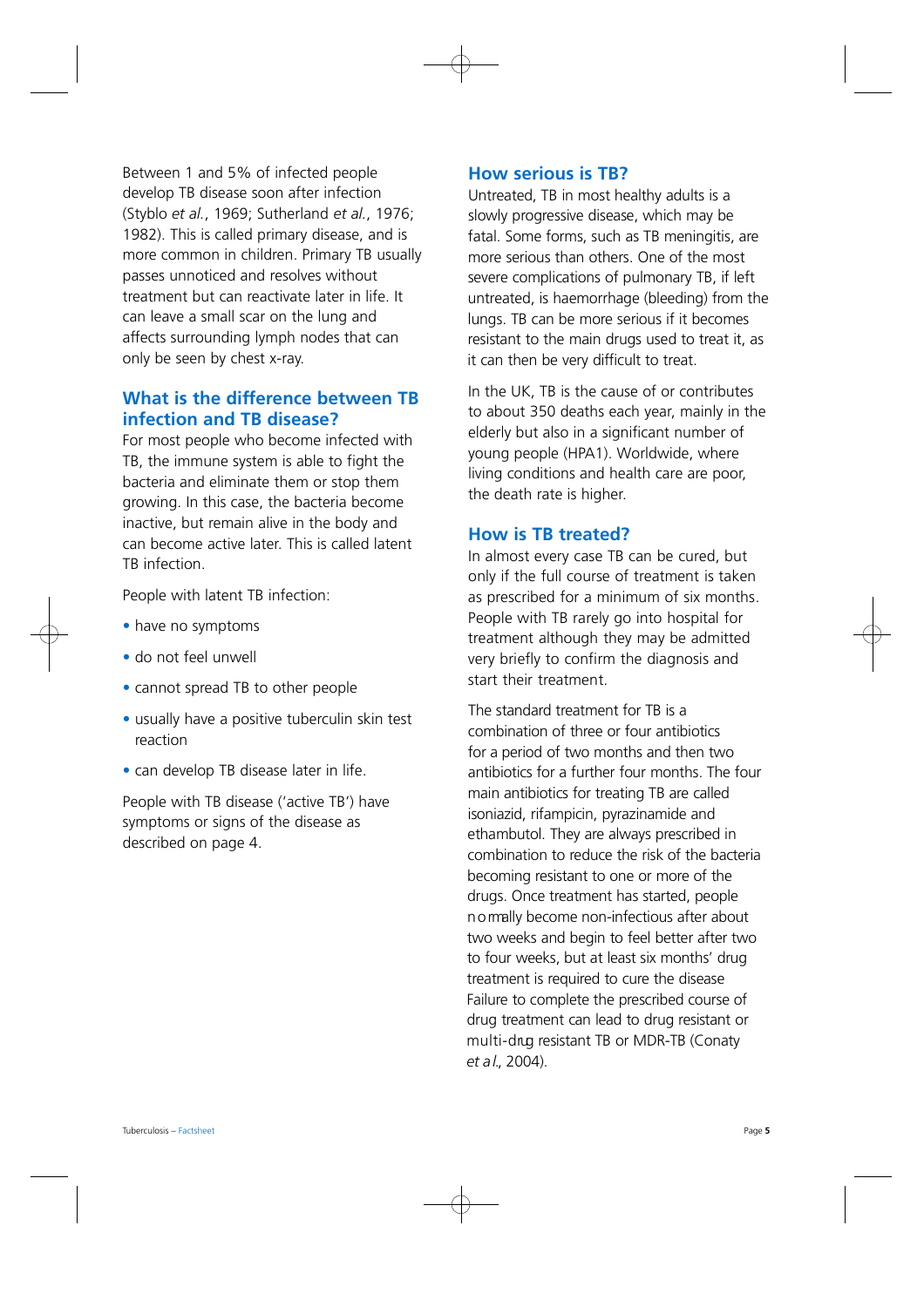Between 1 and 5% of infected people develop TB disease soon after infection (Styblo *et al.*, 1969; Sutherland *et al.*, 1976; 1982). This is called primary disease, and is more common in children. Primary TB usually passes unnoticed and resolves without treatment but can reactivate later in life. It can leave a small scar on the lung and affects surrounding lymph nodes that can only be seen by chest x-ray.

## What is the difference between TB infection and TB disease?

For most people who become infected with TB, the immune system is able to fight the bacteria and eliminate them or stop them growing. In this case, the bacteria become inactive, but remain alive in the body and can become active later. This is called latent TB infection.

People with latent TB infection:

- have no symptoms
- do not feel unwell
- cannot spread TB to other people
- usually have a positive tuberculin skin test reaction
- can develop TB disease later in life.

People with TB disease ('active TB') have symptoms or signs of the disease as described on page 4.

## How serious is TB?

Untreated, TB in most healthy adults is a slowly progressive disease, which may be fatal. Some forms, such as TB meningitis, are more serious than others. One of the most severe complications of pulmonary TB, if left untreated, is haemorrhage (bleeding) from the lungs. TB can be more serious if it becomes resistant to the main drugs used to treat it, as it can then be very difficult to treat.

In the UK, TB is the cause of or contributes to about 350 deaths each year, mainly in the elderly but also in a significant number of young people (HPA1). Worldwide, where living conditions and health care are poor, the death rate is higher.

## How is TB treated?

In almost every case TB can be cured, but only if the full course of treatment is taken as prescribed for a minimum of six months. People with TB rarely go into hospital for treatment although they may be admitted very briefly to confirm the diagnosis and start their treatment.

The standard treatment for TB is a combination of three or four antibiotics for a period of two months and then two antibiotics for a further four months. The four main antibiotics for treating TB are called isoniazid, rifampicin, pyrazinamide and ethambutol. They are always prescribed in combination to reduce the risk of the bacteria becoming resistant to one or more of the drugs. Once treatment has started, people normally become non-infectious after about two weeks and begin to feel better after two to four weeks, but at least six months' drug treatment is required to cure the disease Failure to complete the prescribed course of drug treatment can lead to drug resistant or multi-drug resistant TB or MDR-TB (Conaty *et al.*, 2004).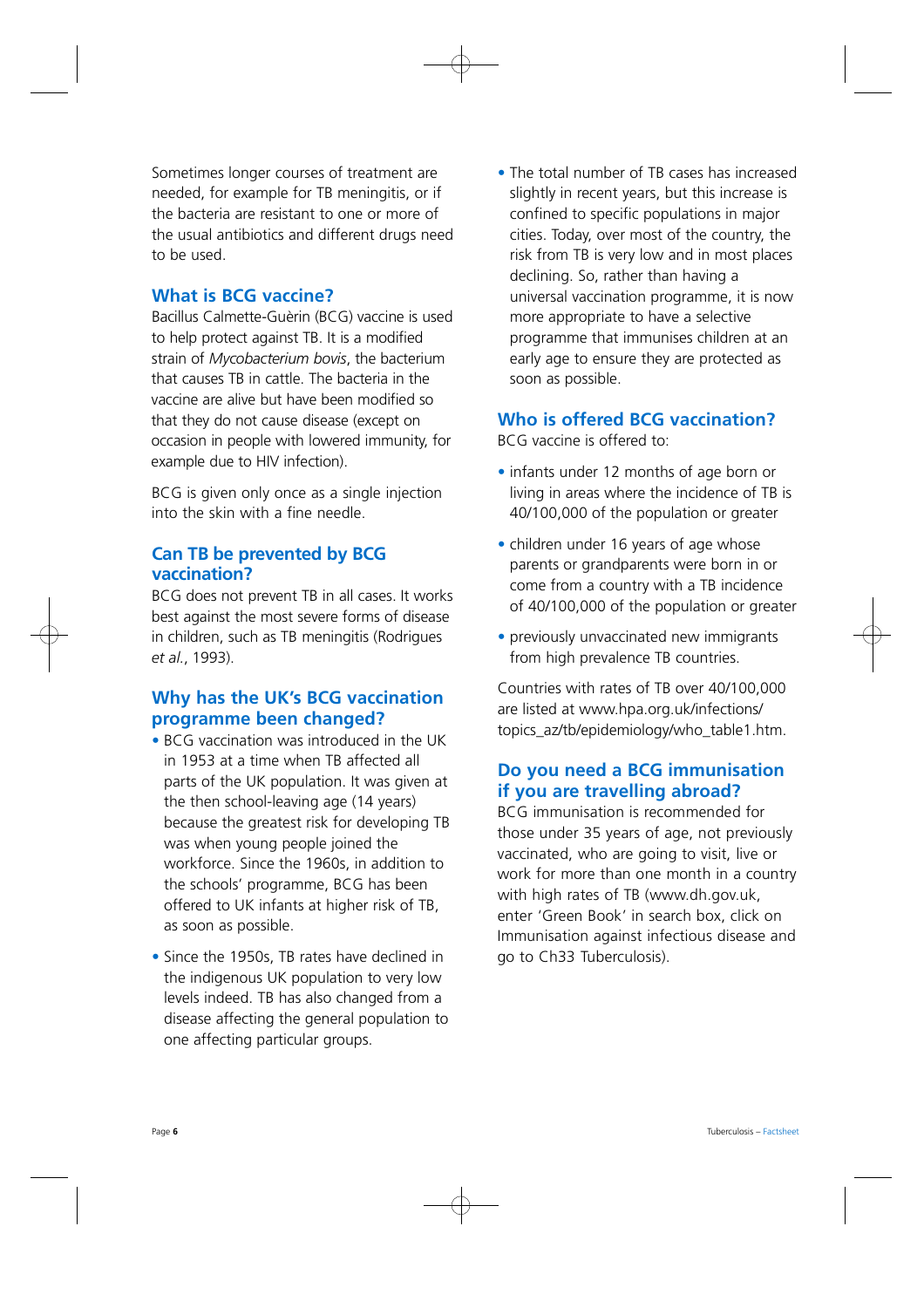Sometimes longer courses of treatment are needed, for example for TB meningitis, or if the bacteria are resistant to one or more of the usual antibiotics and different drugs need to be used.

## What is BCG vaccine?

Bacillus Calmette-Guèrin (BCG) vaccine is used to help protect against TB. It is a modified strain of *Mycobacterium bovis*, the bacterium that causes TB in cattle. The bacteria in the vaccine are alive but have been modified so that they do not cause disease (except on occasion in people with lowered immunity, for example due to HIV infection).

BCG is given only once as a single injection into the skin with a fine needle.

## Can TB be prevented by BCG vaccination?

BCG does not prevent TB in all cases. It works best against the most severe forms of disease in children, such as TB meningitis (Rodrigues *et al.*, 1993).

## Why has the UK's BCG vaccination programme been changed?

- BCG vaccination was introduced in the UK in 1953 at a time when TB affected all parts of the UK population. It was given at the then school-leaving age (14 years) because the greatest risk for developing TB was when young people joined the workforce. Since the 1960s, in addition to the schools' programme, BCG has been offered to UK infants at higher risk of TB, as soon as possible.
- Since the 1950s, TB rates have declined in the indigenous UK population to very low levels indeed. TB has also changed from a disease affecting the general population to one affecting particular groups.
- The total number of TB cases has increased slightly in recent years, but this increase is confined to specific populations in major cities. Today, over most of the country, the risk from TB is very low and in most places declining. So, rather than having a universal vaccination programme, it is now more appropriate to have a selective programme that immunises children at an early age to ensure they are protected as soon as possible.

## Who is offered BCG vaccination?

BCG vaccine is offered to:

- infants under 12 months of age born or living in areas where the incidence of TB is 40/100,000 of the population or greater
- children under 16 years of age whose parents or grandparents were born in or come from a country with a TB incidence of 40/100,000 of the population or greater
- previously unvaccinated new immigrants from high prevalence TB countries.

Countries with rates of TB over 40/100,000 are listed at www.hpa.org.uk/infections/topics_az/tb/epidemiology/who_table1.htm.

## Do you need a BCG immunisation if you are travelling abroad?

BCG immunisation is recommended for those under 35 years of age, not previously vaccinated, who are going to visit, live or work for more than one month in a country with high rates of TB (www.dh.gov.uk, enter 'Green Book' in search box, click on Immunisation against infectious disease and go to Ch33 Tuberculosis).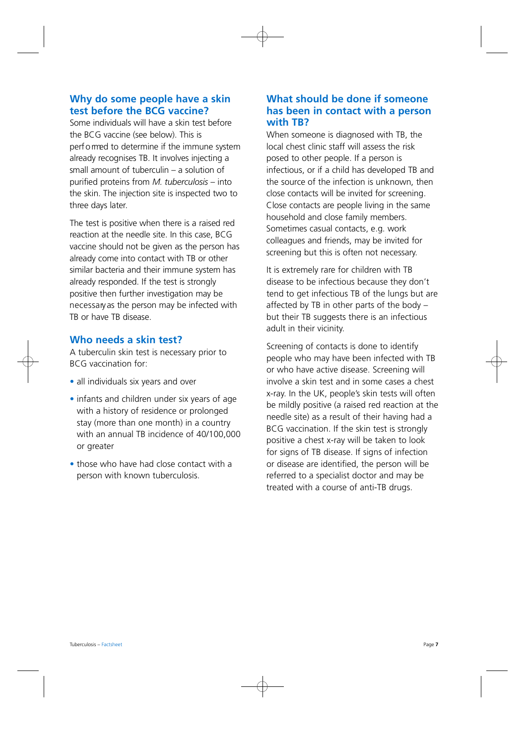## Why do some people have a skin test before the BCG vaccine?

Some individuals will have a skin test before the BCG vaccine (see below). This is performed to determine if the immune system already recognises TB. It involves injecting a small amount of tuberculin – a solution of purified proteins from *M. tuberculosis* – into the skin. The injection site is inspected two to three days later.

The test is positive when there is a raised red reaction at the needle site. In this case, BCG vaccine should not be given as the person has already come into contact with TB or other similar bacteria and their immune system has already responded. If the test is strongly positive then further investigation may be necessary as the person may be infected with TB or have TB disease.

## Who needs a skin test?

A tuberculin skin test is necessary prior to BCG vaccination for:

- all individuals six years and over
- infants and children under six years of age with a history of residence or prolonged stay (more than one month) in a country with an annual TB incidence of 40/100,000 or greater
- those who have had close contact with a person with known tuberculosis.

## What should be done if someone has been in contact with a person with TB?

When someone is diagnosed with TB, the local chest clinic staff will assess the risk posed to other people. If a person is infectious, or if a child has developed TB and the source of the infection is unknown, then close contacts will be invited for screening. Close contacts are people living in the same household and close family members. Sometimes casual contacts, e.g. work colleagues and friends, may be invited for screening but this is often not necessary.

It is extremely rare for children with TB disease to be infectious because they don't tend to get infectious TB of the lungs but are affected by TB in other parts of the body – but their TB suggests there is an infectious adult in their vicinity.

Screening of contacts is done to identify people who may have been infected with TB or who have active disease. Screening will involve a skin test and in some cases a chest x-ray. In the UK, people's skin tests will often be mildly positive (a raised red reaction at the needle site) as a result of their having had a BCG vaccination. If the skin test is strongly positive a chest x-ray will be taken to look for signs of TB disease. If signs of infection or disease are identified, the person will be referred to a specialist doctor and may be treated with a course of anti-TB drugs.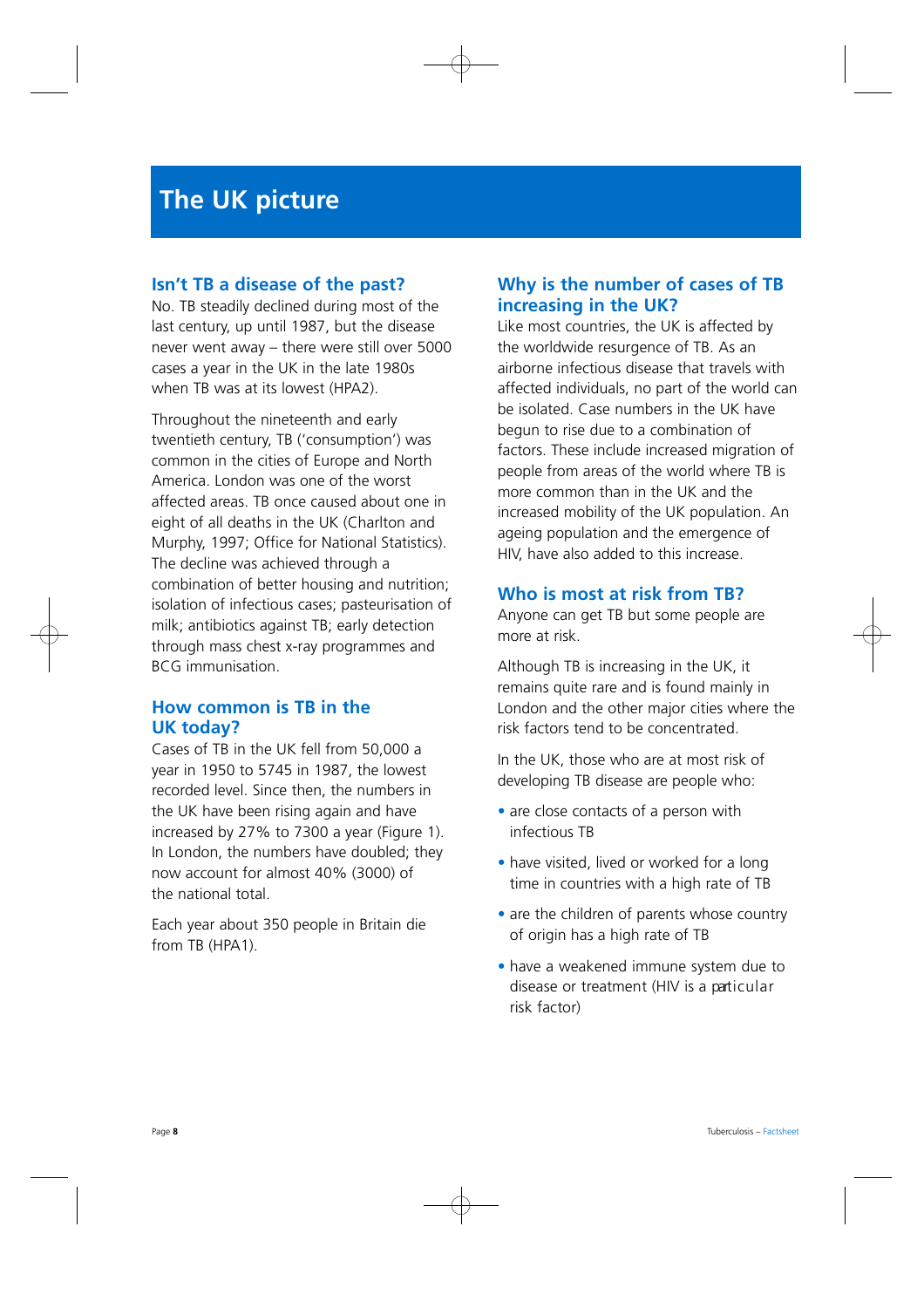# The UK picture

## Isn't TB a disease of the past?

No. TB steadily declined during most of the last century, up until 1987, but the disease never went away – there were still over 5000 cases a year in the UK in the late 1980s when TB was at its lowest (HPA2).

Throughout the nineteenth and early twentieth century, TB ('consumption') was common in the cities of Europe and North America. London was one of the worst affected areas. TB once caused about one in eight of all deaths in the UK (Charlton and Murphy, 1997; Office for National Statistics). The decline was achieved through a combination of better housing and nutrition; isolation of infectious cases; pasteurisation of milk; antibiotics against TB; early detection through mass chest x-ray programmes and BCG immunisation.

## How common is TB in the UK today?

Cases of TB in the UK fell from 50,000 a year in 1950 to 5745 in 1987, the lowest recorded level. Since then, the numbers in the UK have been rising again and have increased by 27% to 7300 a year (Figure 1). In London, the numbers have doubled; they now account for almost 40% (3000) of the national total.

Each year about 350 people in Britain die from TB (HPA1).

## Why is the number of cases of TB increasing in the UK?

Like most countries, the UK is affected by the worldwide resurgence of TB. As an airborne infectious disease that travels with affected individuals, no part of the world can be isolated. Case numbers in the UK have begun to rise due to a combination of factors. These include increased migration of people from areas of the world where TB is more common than in the UK and the increased mobility of the UK population. An ageing population and the emergence of HIV, have also added to this increase.

## Who is most at risk from TB?

Anyone can get TB but some people are more at risk.

Although TB is increasing in the UK, it remains quite rare and is found mainly in London and the other major cities where the risk factors tend to be concentrated.

In the UK, those who are at most risk of developing TB disease are people who:

- are close contacts of a person with infectious TB
- have visited, lived or worked for a long time in countries with a high rate of TB
- are the children of parents whose country of origin has a high rate of TB
- have a weakened immune system due to disease or treatment (HIV is a particular risk factor)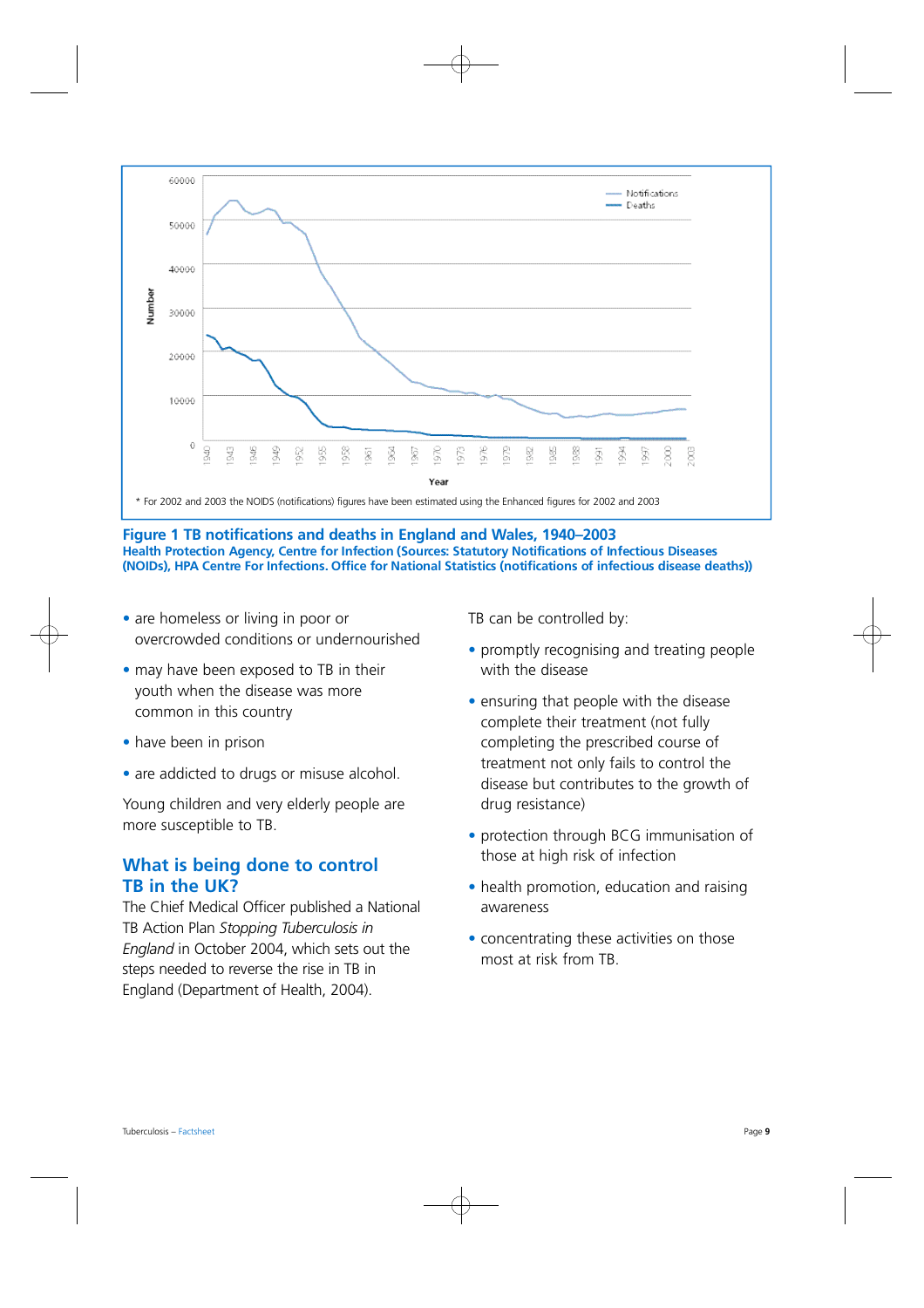* For 2002 and 2003 the NOIDS (notifications) figures have been estimated using the Enhanced figures for 2002 and 2003

**Figure 1 TB notifications and deaths in England and Wales, 1940–2003**
**Health Protection Agency, Centre for Infection (Sources: Statutory Notifications of Infectious Diseases (NOIDs), HPA Centre For Infections. Office for National Statistics (notifications of infectious disease deaths))**

- are homeless or living in poor or overcrowded conditions or undernourished
- may have been exposed to TB in their youth when the disease was more common in this country
- have been in prison
- are addicted to drugs or misuse alcohol.

Young children and very elderly people are more susceptible to TB.

## What is being done to control TB in the UK?

The Chief Medical Officer published a National TB Action Plan *Stopping Tuberculosis in England* in October 2004, which sets out the steps needed to reverse the rise in TB in England (Department of Health, 2004).

TB can be controlled by:

- promptly recognising and treating people with the disease
- ensuring that people with the disease complete their treatment (not fully completing the prescribed course of treatment not only fails to control the disease but contributes to the growth of drug resistance)
- protection through BCG immunisation of those at high risk of infection
- health promotion, education and raising awareness
- concentrating these activities on those most at risk from TB.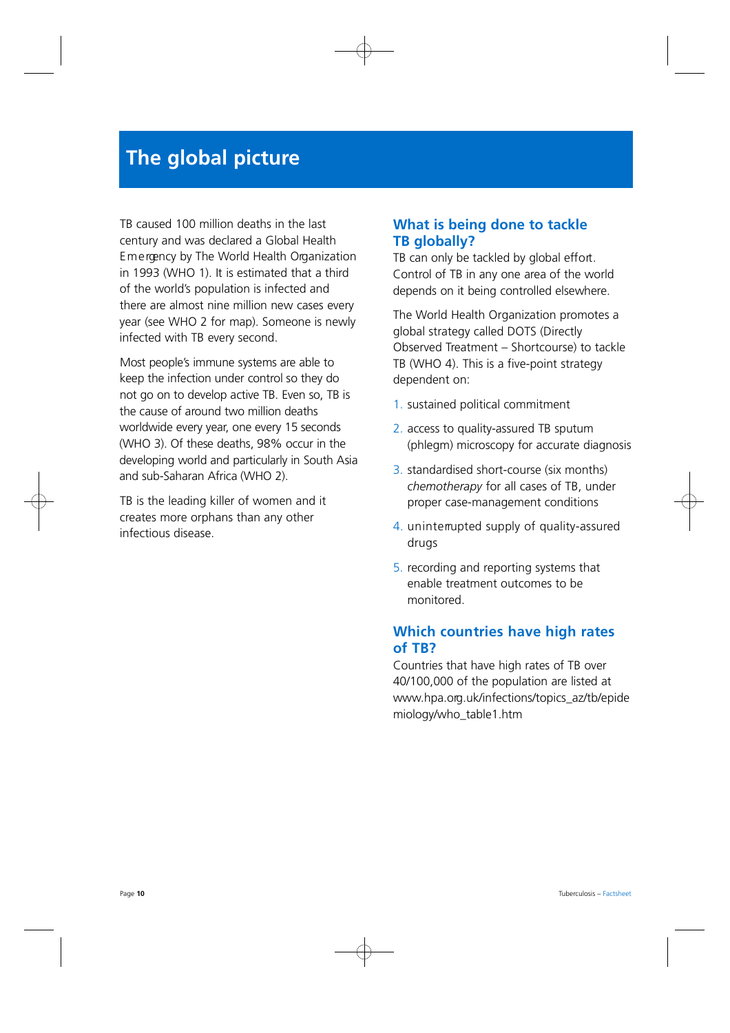# The global picture

TB caused 100 million deaths in the last century and was declared a Global Health Emergency by The World Health Organization in 1993 (WHO 1). It is estimated that a third of the world's population is infected and there are almost nine million new cases every year (see WHO 2 for map). Someone is newly infected with TB every second.

Most people's immune systems are able to keep the infection under control so they do not go on to develop active TB. Even so, TB is the cause of around two million deaths worldwide every year, one every 15 seconds (WHO 3). Of these deaths, 98% occur in the developing world and particularly in South Asia and sub-Saharan Africa (WHO 2).

TB is the leading killer of women and it creates more orphans than any other infectious disease.

## What is being done to tackle TB globally?

TB can only be tackled by global effort. Control of TB in any one area of the world depends on it being controlled elsewhere.

The World Health Organization promotes a global strategy called DOTS (Directly Observed Treatment – Shortcourse) to tackle TB (WHO 4). This is a five-point strategy dependent on:

1. sustained political commitment
2. access to quality-assured TB sputum (phlegm) microscopy for accurate diagnosis
3. standardised short-course (six months) *chemotherapy* for all cases of TB, under proper case-management conditions
4. uninterrupted supply of quality-assured drugs
5. recording and reporting systems that enable treatment outcomes to be monitored.

## Which countries have high rates of TB?

Countries that have high rates of TB over 40/100,000 of the population are listed at www.hpa.org.uk/infections/topics_az/tb/epidemiology/who_table1.htm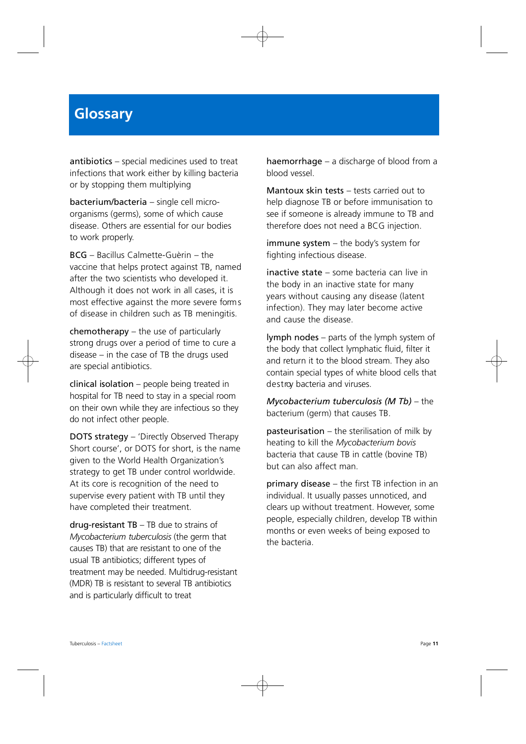# Glossary

antibiotics – special medicines used to treat infections that work either by killing bacteria or by stopping them multiplying

bacterium/bacteria – single cell micro-organisms (germs), some of which cause disease. Others are essential for our bodies to work properly.

BCG – Bacillus Calmette-Guèrin – the vaccine that helps protect against TB, named after the two scientists who developed it. Although it does not work in all cases, it is most effective against the more severe forms of disease in children such as TB meningitis.

chemotherapy – the use of particularly strong drugs over a period of time to cure a disease – in the case of TB the drugs used are special antibiotics.

clinical isolation – people being treated in hospital for TB need to stay in a special room on their own while they are infectious so they do not infect other people.

DOTS strategy – 'Directly Observed Therapy Short course', or DOTS for short, is the name given to the World Health Organization's strategy to get TB under control worldwide. At its core is recognition of the need to supervise every patient with TB until they have completed their treatment.

drug-resistant TB – TB due to strains of *Mycobacterium tuberculosis* (the germ that causes TB) that are resistant to one of the usual TB antibiotics; different types of treatment may be needed. Multidrug-resistant (MDR) TB is resistant to several TB antibiotics and is particularly difficult to treat

haemorrhage – a discharge of blood from a blood vessel.

Mantoux skin tests – tests carried out to help diagnose TB or before immunisation to see if someone is already immune to TB and therefore does not need a BCG injection.

immune system – the body's system for fighting infectious disease.

inactive state – some bacteria can live in the body in an inactive state for many years without causing any disease (latent infection). They may later become active and cause the disease.

lymph nodes – parts of the lymph system of the body that collect lymphatic fluid, filter it and return it to the blood stream. They also contain special types of white blood cells that destroy bacteria and viruses.

*Mycobacterium tuberculosis (M Tb)* – the bacterium (germ) that causes TB.

pasteurisation – the sterilisation of milk by heating to kill the *Mycobacterium bovis* bacteria that cause TB in cattle (bovine TB) but can also affect man.

primary disease – the first TB infection in an individual. It usually passes unnoticed, and clears up without treatment. However, some people, especially children, develop TB within months or even weeks of being exposed to the bacteria.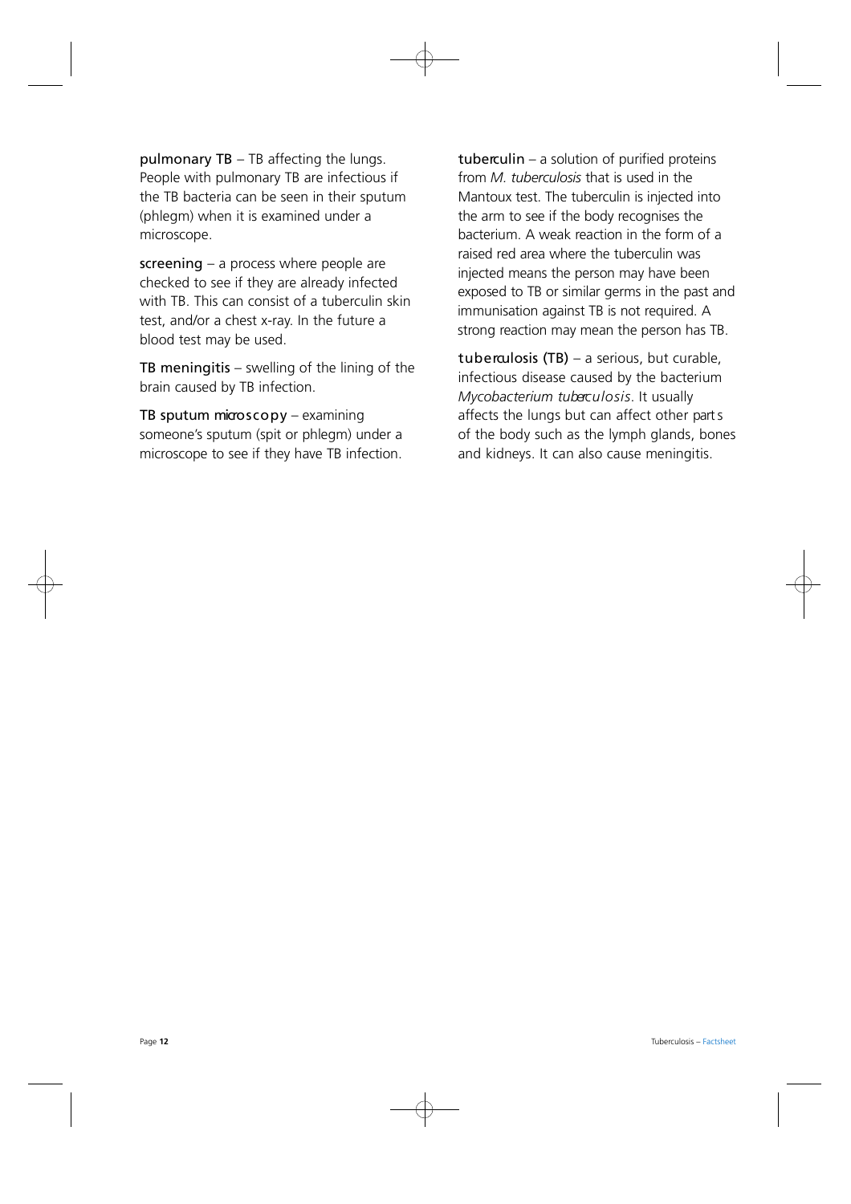**pulmonary TB** – TB affecting the lungs. People with pulmonary TB are infectious if the TB bacteria can be seen in their sputum (phlegm) when it is examined under a microscope.

**screening** – a process where people are checked to see if they are already infected with TB. This can consist of a tuberculin skin test, and/or a chest x-ray. In the future a blood test may be used.

**TB meningitis** – swelling of the lining of the brain caused by TB infection.

**TB sputum microscopy** – examining someone's sputum (spit or phlegm) under a microscope to see if they have TB infection.

**tuberculin** – a solution of purified proteins from *M. tuberculosis* that is used in the Mantoux test. The tuberculin is injected into the arm to see if the body recognises the bacterium. A weak reaction in the form of a raised red area where the tuberculin was injected means the person may have been exposed to TB or similar germs in the past and immunisation against TB is not required. A strong reaction may mean the person has TB.

**tuberculosis (TB)** – a serious, but curable, infectious disease caused by the bacterium *Mycobacterium tuberculosis*. It usually affects the lungs but can affect other parts of the body such as the lymph glands, bones and kidneys. It can also cause meningitis.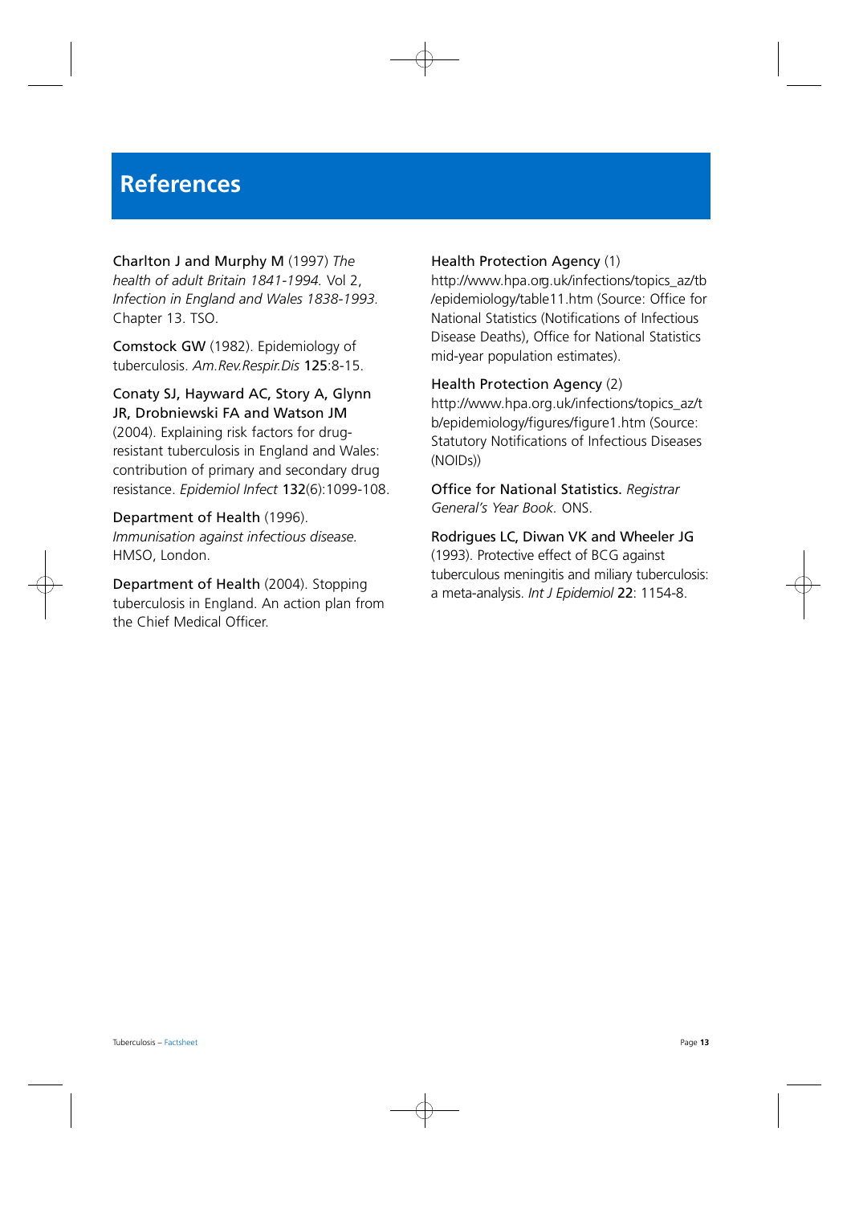# References

Charlton J and Murphy M (1997) *The health of adult Britain 1841-1994.* Vol 2, *Infection in England and Wales 1838-1993.* Chapter 13. TSO.

Comstock GW (1982). Epidemiology of tuberculosis. *Am.Rev.Respir.Dis* **125**:8-15.

Conaty SJ, Hayward AC, Story A, Glynn JR, Drobniewski FA and Watson JM (2004). Explaining risk factors for drug-resistant tuberculosis in England and Wales: contribution of primary and secondary drug resistance. *Epidemiol Infect* **132**(6):1099-108.

Department of Health (1996). *Immunisation against infectious disease.* HMSO, London.

Department of Health (2004). Stopping tuberculosis in England. An action plan from the Chief Medical Officer.

Health Protection Agency (1) http://www.hpa.org.uk/infections/topics_az/tb/epidemiology/table11.htm (Source: Office for National Statistics (Notifications of Infectious Disease Deaths), Office for National Statistics mid-year population estimates).

Health Protection Agency (2) http://www.hpa.org.uk/infections/topics_az/tb/epidemiology/figures/figure1.htm (Source: Statutory Notifications of Infectious Diseases (NOIDs))

Office for National Statistics. *Registrar General's Year Book*. ONS.

Rodrigues LC, Diwan VK and Wheeler JG (1993). Protective effect of BCG against tuberculous meningitis and miliary tuberculosis: a meta-analysis. *Int J Epidemiol* **22**: 1154-8.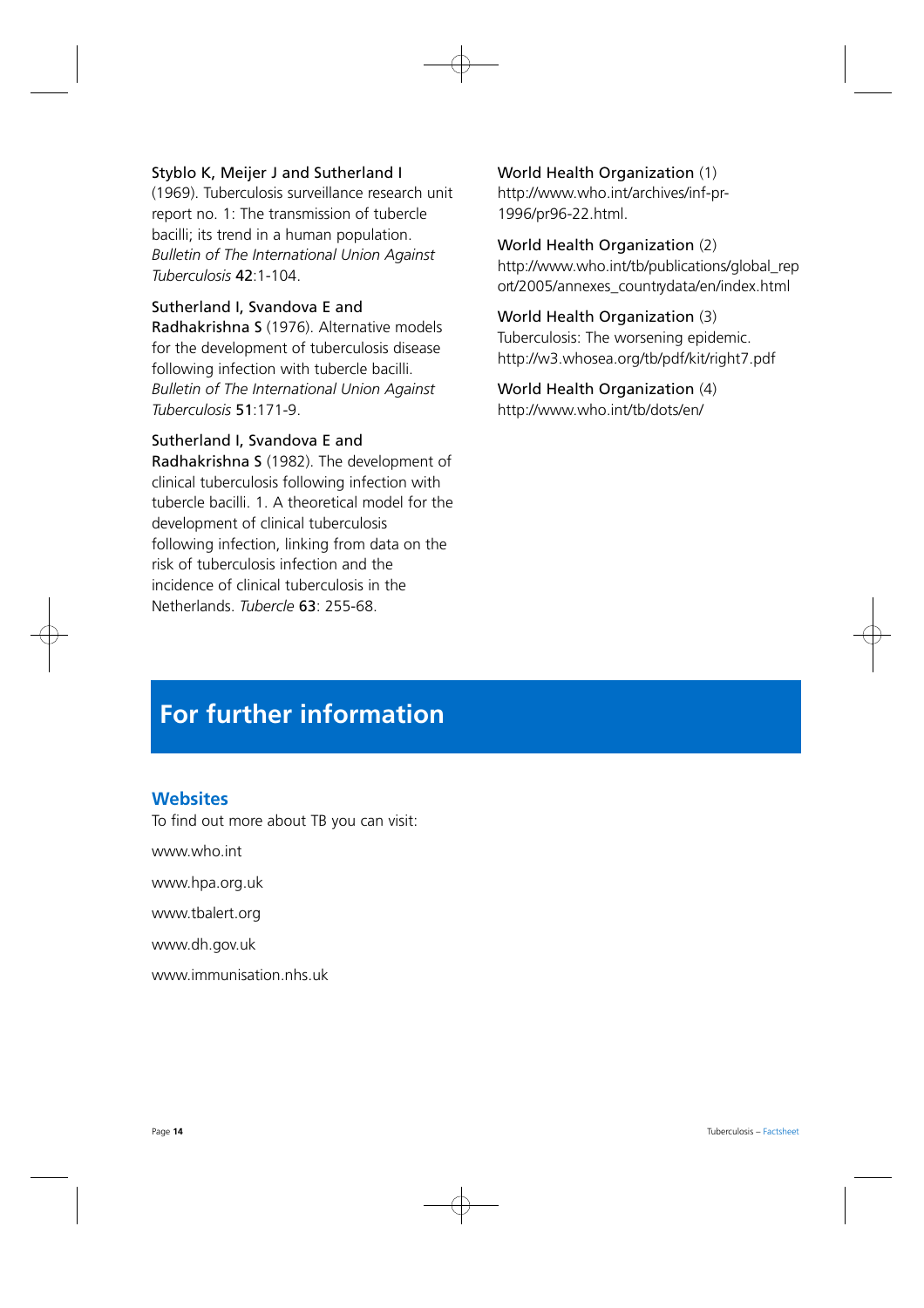Styblo K, Meijer J and Sutherland I (1969). Tuberculosis surveillance research unit report no. 1: The transmission of tubercle bacilli; its trend in a human population. *Bulletin of The International Union Against Tuberculosis* **42**:1-104.

Sutherland I, Svandova E and Radhakrishna S (1976). Alternative models for the development of tuberculosis disease following infection with tubercle bacilli. *Bulletin of The International Union Against Tuberculosis* **51**:171-9.

Sutherland I, Svandova E and Radhakrishna S (1982). The development of clinical tuberculosis following infection with tubercle bacilli. 1. A theoretical model for the development of clinical tuberculosis following infection, linking from data on the risk of tuberculosis infection and the incidence of clinical tuberculosis in the Netherlands. *Tubercle* **63**: 255-68.

World Health Organization (1)
http://www.who.int/archives/inf-pr-1996/pr96-22.html.

World Health Organization (2)
http://www.who.int/tb/publications/global_report/2005/annexes_countrydata/en/index.html

World Health Organization (3)
Tuberculosis: The worsening epidemic.
http://w3.whosea.org/tb/pdf/kit/right7.pdf

World Health Organization (4)
http://www.who.int/tb/dots/en/

# For further information

## Websites

To find out more about TB you can visit:

www.who.int

www.hpa.org.uk

www.tbalert.org

www.dh.gov.uk

www.immunisation.nhs.uk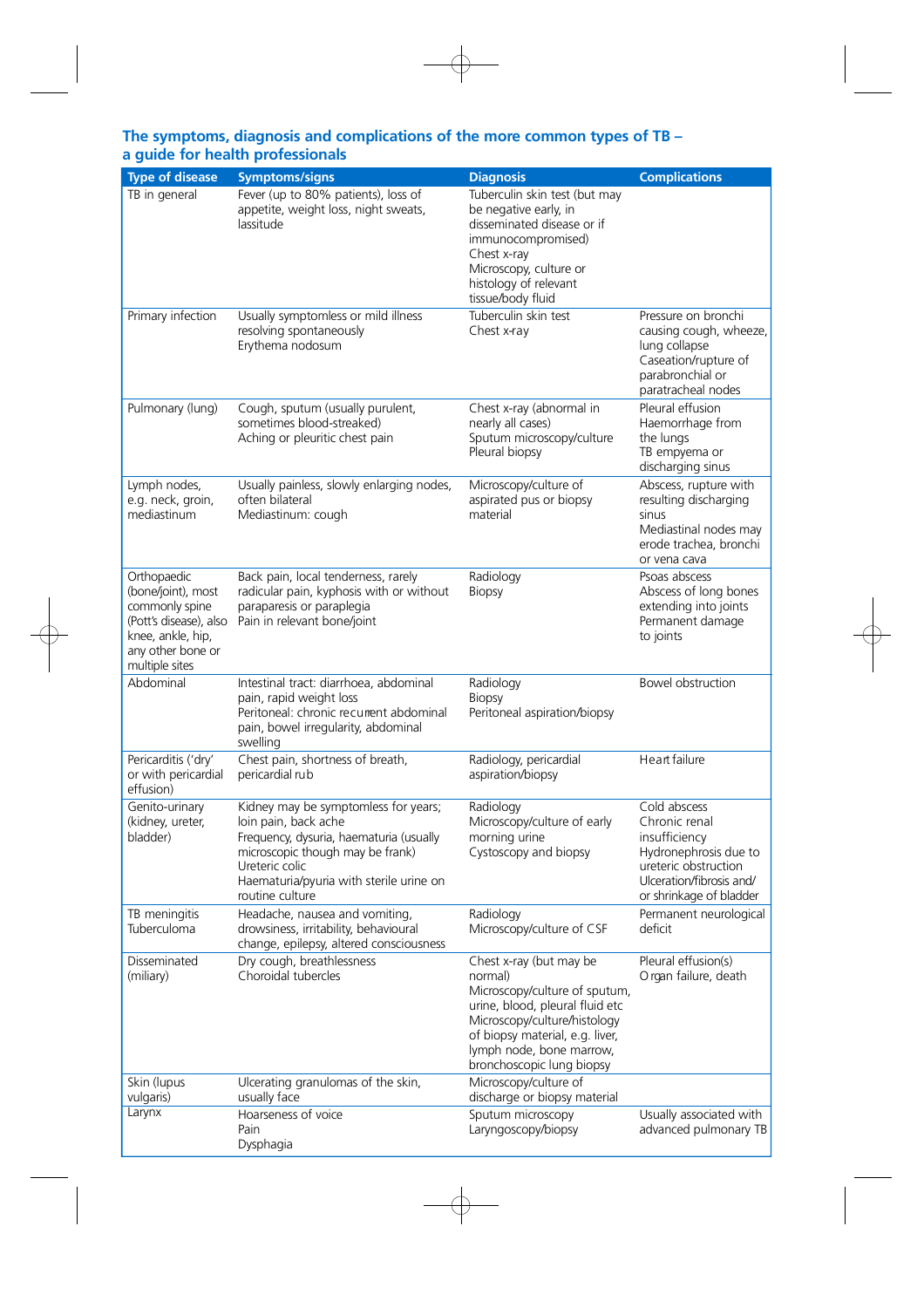## The symptoms, diagnosis and complications of the more common types of TB – a guide for health professionals

| Type of disease | Symptoms/signs | Diagnosis | Complications |
|---|---|---|---|
| TB in general | Fever (up to 80% patients), loss of appetite, weight loss, night sweats, lassitude | Tuberculin skin test (but may be negative early, in disseminated disease or if immunocompromised)<br>Chest x-ray<br>Microscopy, culture or histology of relevant tissue/body fluid | |
| Primary infection | Usually symptomless or mild illness resolving spontaneously<br>Erythema nodosum | Tuberculin skin test<br>Chest x-ray | Pressure on bronchi causing cough, wheeze, lung collapse<br>Caseation/rupture of parabronchial or paratracheal nodes |
| Pulmonary (lung) | Cough, sputum (usually purulent, sometimes blood-streaked)<br>Aching or pleuritic chest pain | Chest x-ray (abnormal in nearly all cases)<br>Sputum microscopy/culture<br>Pleural biopsy | Pleural effusion<br>Haemorrhage from the lungs<br>TB empyema or discharging sinus |
| Lymph nodes, e.g. neck, groin, mediastinum | Usually painless, slowly enlarging nodes, often bilateral<br>Mediastinum: cough | Microscopy/culture of aspirated pus or biopsy material | Abscess, rupture with resulting discharging sinus<br>Mediastinal nodes may erode trachea, bronchi or vena cava |
| Orthopaedic (bone/joint), most commonly spine (Pott's disease), also knee, ankle, hip, any other bone or multiple sites | Back pain, local tenderness, rarely radicular pain, kyphosis with or without paraparesis or paraplegia<br>Pain in relevant bone/joint | Radiology<br>Biopsy | Psoas abscess<br>Abscess of long bones extending into joints<br>Permanent damage to joints |
| Abdominal | Intestinal tract: diarrhoea, abdominal pain, rapid weight loss<br>Peritoneal: chronic recurrent abdominal pain, bowel irregularity, abdominal swelling | Radiology<br>Biopsy<br>Peritoneal aspiration/biopsy | Bowel obstruction |
| Pericarditis ('dry' or with pericardial effusion) | Chest pain, shortness of breath, pericardial rub | Radiology, pericardial aspiration/biopsy | Heart failure |
| Genito-urinary (kidney, ureter, bladder) | Kidney may be symptomless for years; loin pain, back ache<br>Frequency, dysuria, haematuria (usually microscopic though may be frank)<br>Ureteric colic<br>Haematuria/pyuria with sterile urine on routine culture | Radiology<br>Microscopy/culture of early morning urine<br>Cystoscopy and biopsy | Cold abscess<br>Chronic renal insufficiency<br>Hydronephrosis due to ureteric obstruction<br>Ulceration/fibrosis and/or shrinkage of bladder |
| TB meningitis<br>Tuberculoma | Headache, nausea and vomiting, drowsiness, irritability, behavioural change, epilepsy, altered consciousness | Radiology<br>Microscopy/culture of CSF | Permanent neurological deficit |
| Disseminated (miliary) | Dry cough, breathlessness<br>Choroidal tubercles | Chest x-ray (but may be normal)<br>Microscopy/culture of sputum, urine, blood, pleural fluid etc<br>Microscopy/culture/histology of biopsy material, e.g. liver, lymph node, bone marrow, bronchoscopic lung biopsy | Pleural effusion(s)<br>Organ failure, death |
| Skin (lupus vulgaris) | Ulcerating granulomas of the skin, usually face | Microscopy/culture of discharge or biopsy material | |
| Larynx | Hoarseness of voice<br>Pain<br>Dysphagia | Sputum microscopy<br>Laryngoscopy/biopsy | Usually associated with advanced pulmonary TB |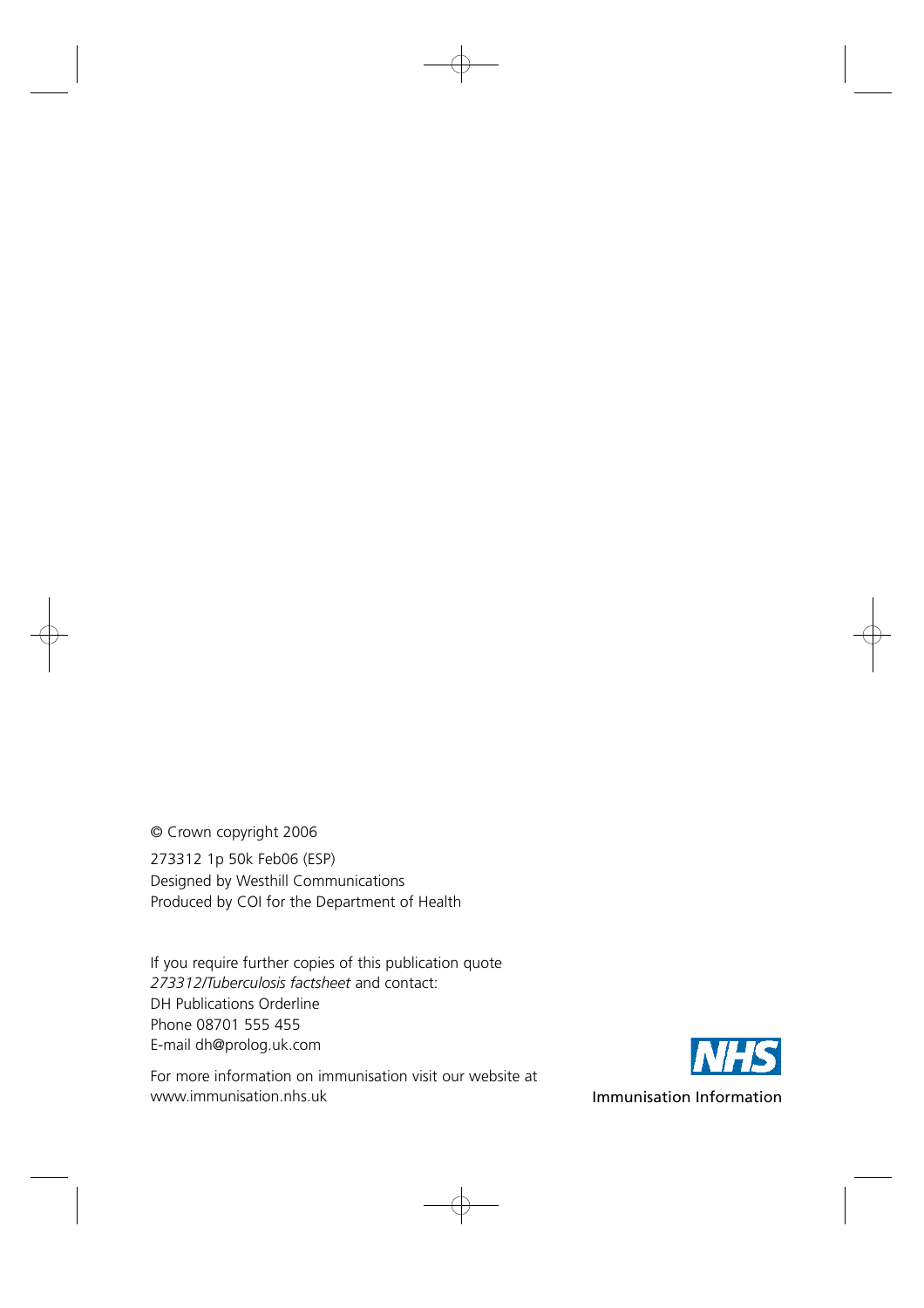© Crown copyright 2006

273312 1p 50k Feb06 (ESP)
Designed by Westhill Communications
Produced by COI for the Department of Health

If you require further copies of this publication quote *273312/Tuberculosis factsheet* and contact:
DH Publications Orderline
Phone 08701 555 455
E-mail dh@prolog.uk.com

For more information on immunisation visit our website at www.immunisation.nhs.uk

NHS
Immunisation Information